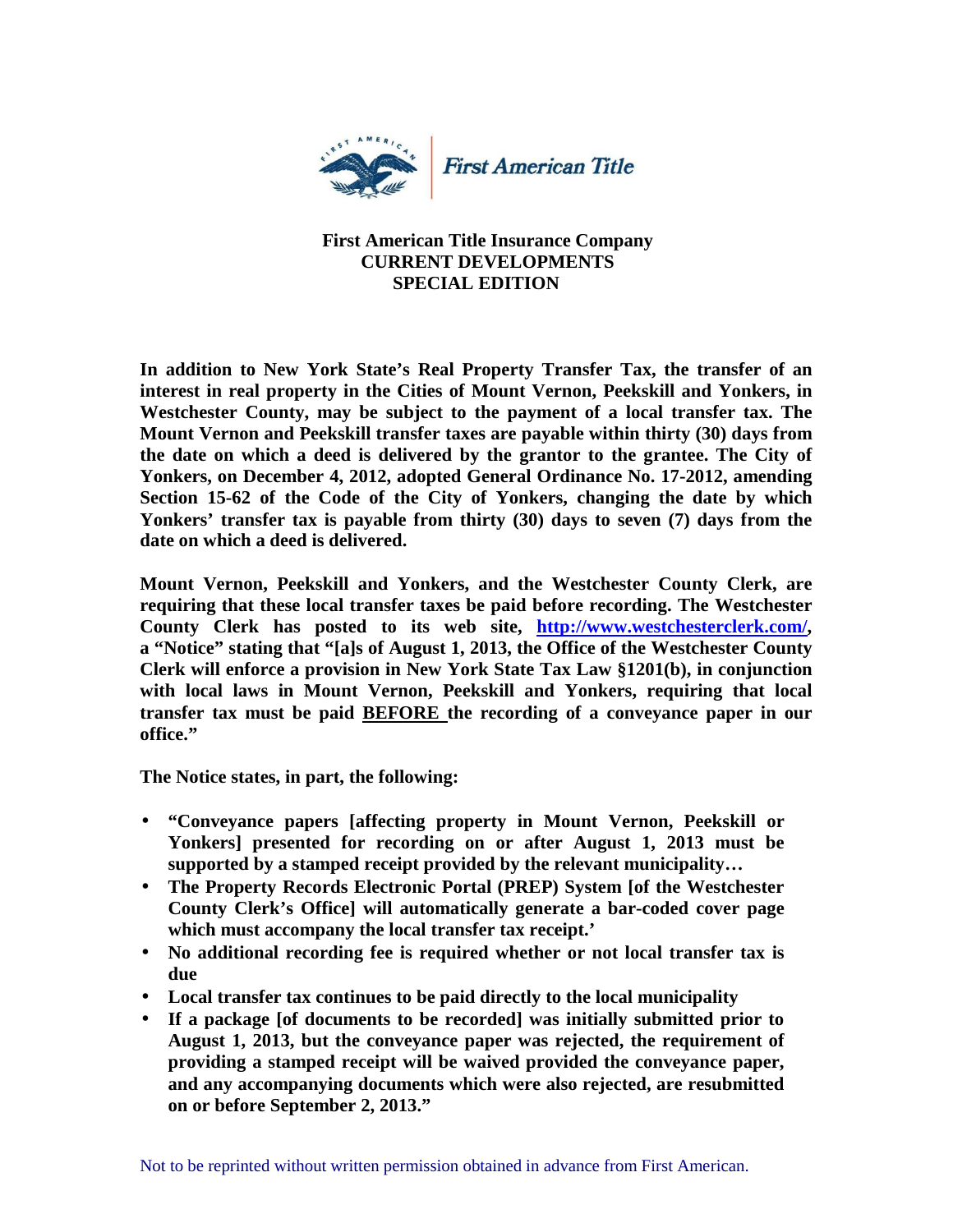First American Title

**First American Title Insurance Company**
**CURRENT DEVELOPMENTS**
**SPECIAL EDITION**

**In addition to New York State's Real Property Transfer Tax, the transfer of an interest in real property in the Cities of Mount Vernon, Peekskill and Yonkers, in Westchester County, may be subject to the payment of a local transfer tax. The Mount Vernon and Peekskill transfer taxes are payable within thirty (30) days from the date on which a deed is delivered by the grantor to the grantee. The City of Yonkers, on December 4, 2012, adopted General Ordinance No. 17-2012, amending Section 15-62 of the Code of the City of Yonkers, changing the date by which Yonkers' transfer tax is payable from thirty (30) days to seven (7) days from the date on which a deed is delivered.**

**Mount Vernon, Peekskill and Yonkers, and the Westchester County Clerk, are requiring that these local transfer taxes be paid before recording. The Westchester County Clerk has posted to its web site, [http://www.westchesterclerk.com/](http://www.westchesterclerk.com/), a "Notice" stating that "[a]s of August 1, 2013, the Office of the Westchester County Clerk will enforce a provision in New York State Tax Law §1201(b), in conjunction with local laws in Mount Vernon, Peekskill and Yonkers, requiring that local transfer tax must be paid <u>BEFORE</u> the recording of a conveyance paper in our office."**

**The Notice states, in part, the following:**

- **"Conveyance papers [affecting property in Mount Vernon, Peekskill or Yonkers] presented for recording on or after August 1, 2013 must be supported by a stamped receipt provided by the relevant municipality…**
- **The Property Records Electronic Portal (PREP) System [of the Westchester County Clerk's Office] will automatically generate a bar-coded cover page which must accompany the local transfer tax receipt.'**
- **No additional recording fee is required whether or not local transfer tax is due**
- **Local transfer tax continues to be paid directly to the local municipality**
- **If a package [of documents to be recorded] was initially submitted prior to August 1, 2013, but the conveyance paper was rejected, the requirement of providing a stamped receipt will be waived provided the conveyance paper, and any accompanying documents which were also rejected, are resubmitted on or before September 2, 2013."**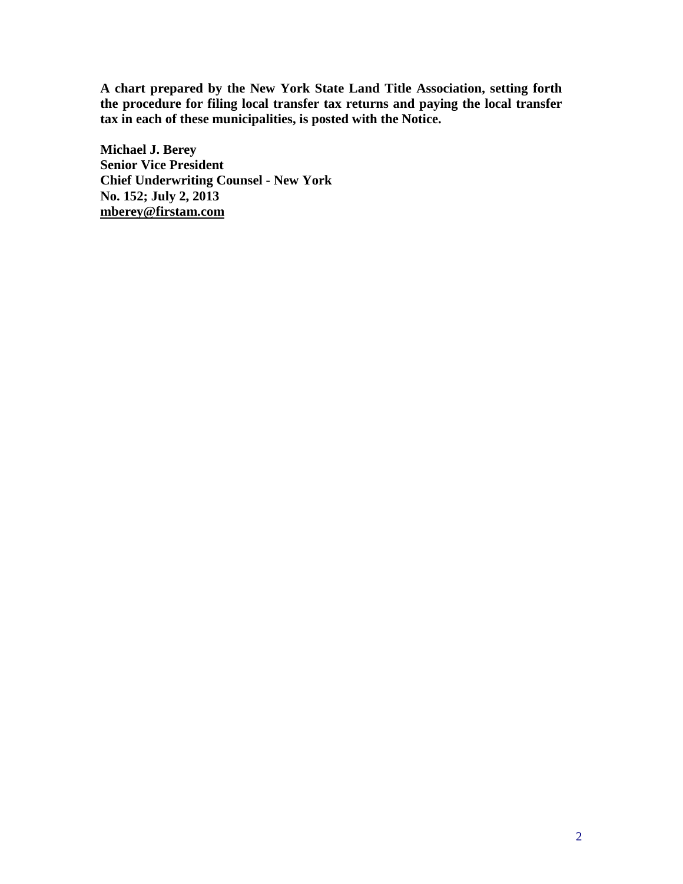**A chart prepared by the New York State Land Title Association, setting forth the procedure for filing local transfer tax returns and paying the local transfer tax in each of these municipalities, is posted with the Notice.**

**Michael J. Berey**
**Senior Vice President**
**Chief Underwriting Counsel - New York**
**No. 152; July 2, 2013**
**mberey@firstam.com**